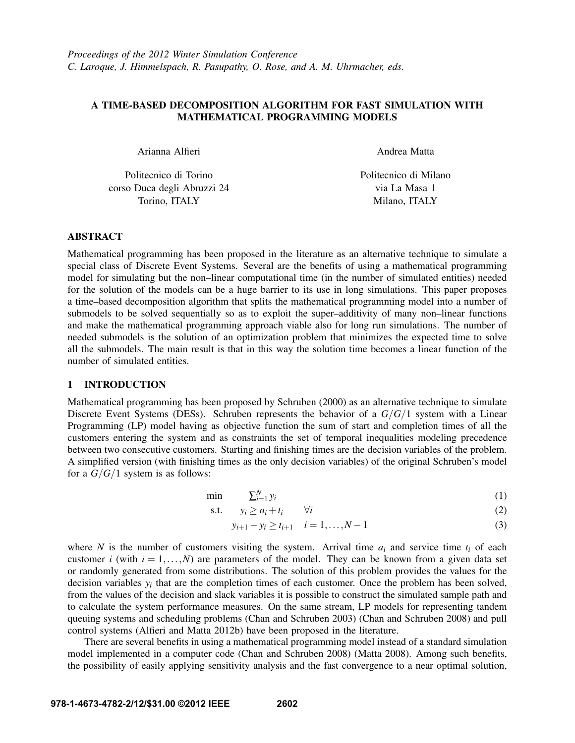*Proceedings of the 2012 Winter Simulation Conference*
*C. Laroque, J. Himmelspach, R. Pasupathy, O. Rose, and A. M. Uhrmacher, eds.*

# A TIME-BASED DECOMPOSITION ALGORITHM FOR FAST SIMULATION WITH MATHEMATICAL PROGRAMMING MODELS

Arianna Alfieri

Politecnico di Torino
corso Duca degli Abruzzi 24
Torino, ITALY

Andrea Matta

Politecnico di Milano
via La Masa 1
Milano, ITALY

## ABSTRACT

Mathematical programming has been proposed in the literature as an alternative technique to simulate a special class of Discrete Event Systems. Several are the benefits of using a mathematical programming model for simulating but the non–linear computational time (in the number of simulated entities) needed for the solution of the models can be a huge barrier to its use in long simulations. This paper proposes a time–based decomposition algorithm that splits the mathematical programming model into a number of submodels to be solved sequentially so as to exploit the super–additivity of many non–linear functions and make the mathematical programming approach viable also for long run simulations. The number of needed submodels is the solution of an optimization problem that minimizes the expected time to solve all the submodels. The main result is that in this way the solution time becomes a linear function of the number of simulated entities.

## 1 INTRODUCTION

Mathematical programming has been proposed by Schruben (2000) as an alternative technique to simulate Discrete Event Systems (DESs). Schruben represents the behavior of a $G/G/1$ system with a Linear Programming (LP) model having as objective function the sum of start and completion times of all the customers entering the system and as constraints the set of temporal inequalities modeling precedence between two consecutive customers. Starting and finishing times are the decision variables of the problem. A simplified version (with finishing times as the only decision variables) of the original Schruben's model for a $G/G/1$ system is as follows:

$$\min \quad \sum_{i=1}^{N} y_i \tag{1}$$

$$\text{s.t.} \quad y_i \geq a_i + t_i \qquad \forall i \tag{2}$$

$$y_{i+1} - y_i \geq t_{i+1} \quad i = 1, \ldots, N-1 \tag{3}$$

where $N$ is the number of customers visiting the system. Arrival time $a_i$ and service time $t_i$ of each customer $i$ (with $i = 1, \ldots, N$) are parameters of the model. They can be known from a given data set or randomly generated from some distributions. The solution of this problem provides the values for the decision variables $y_i$ that are the completion times of each customer. Once the problem has been solved, from the values of the decision and slack variables it is possible to construct the simulated sample path and to calculate the system performance measures. On the same stream, LP models for representing tandem queuing systems and scheduling problems (Chan and Schruben 2003) (Chan and Schruben 2008) and pull control systems (Alfieri and Matta 2012b) have been proposed in the literature.

There are several benefits in using a mathematical programming model instead of a standard simulation model implemented in a computer code (Chan and Schruben 2008) (Matta 2008). Among such benefits, the possibility of easily applying sensitivity analysis and the fast convergence to a near optimal solution,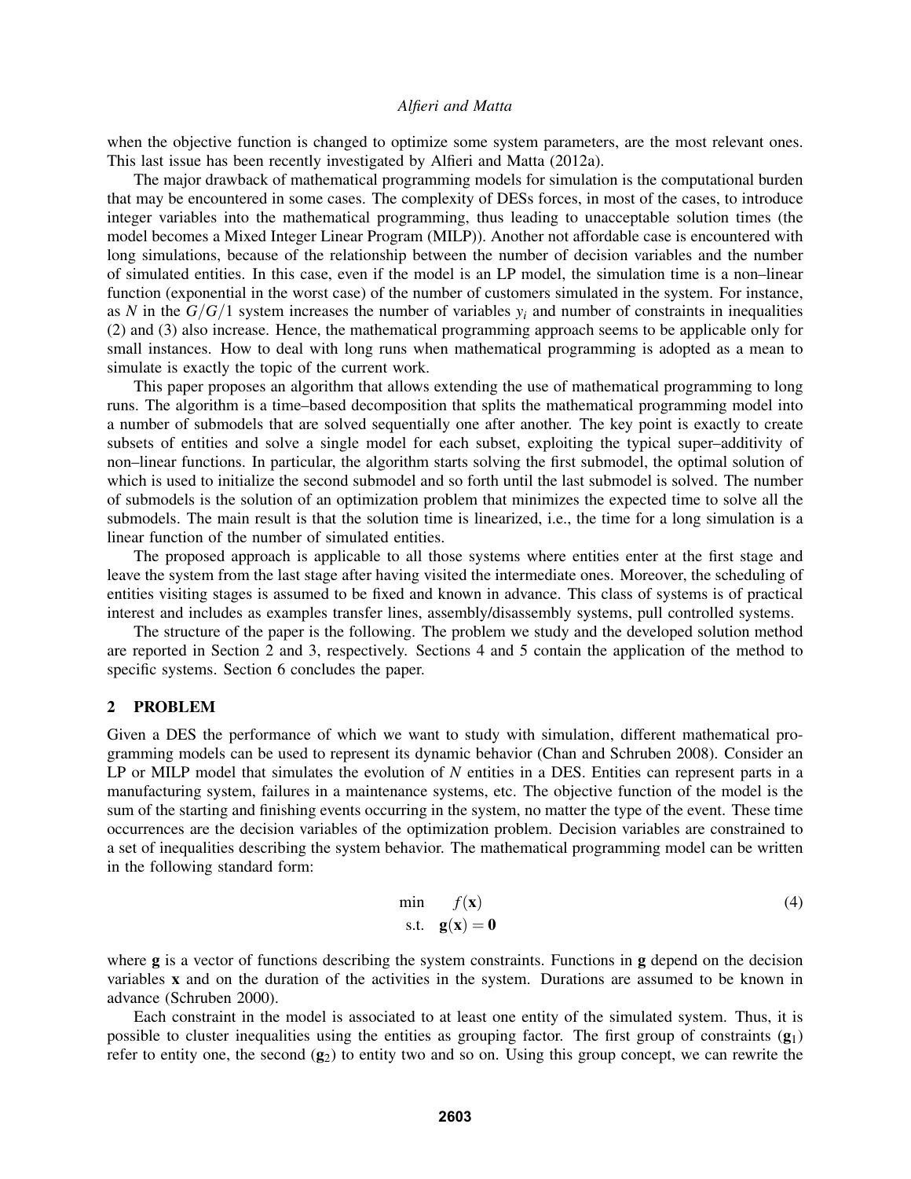when the objective function is changed to optimize some system parameters, are the most relevant ones. This last issue has been recently investigated by Alfieri and Matta (2012a).

The major drawback of mathematical programming models for simulation is the computational burden that may be encountered in some cases. The complexity of DESs forces, in most of the cases, to introduce integer variables into the mathematical programming, thus leading to unacceptable solution times (the model becomes a Mixed Integer Linear Program (MILP)). Another not affordable case is encountered with long simulations, because of the relationship between the number of decision variables and the number of simulated entities. In this case, even if the model is an LP model, the simulation time is a non–linear function (exponential in the worst case) of the number of customers simulated in the system. For instance, as $N$ in the $G/G/1$ system increases the number of variables $y_i$ and number of constraints in inequalities (2) and (3) also increase. Hence, the mathematical programming approach seems to be applicable only for small instances. How to deal with long runs when mathematical programming is adopted as a mean to simulate is exactly the topic of the current work.

This paper proposes an algorithm that allows extending the use of mathematical programming to long runs. The algorithm is a time–based decomposition that splits the mathematical programming model into a number of submodels that are solved sequentially one after another. The key point is exactly to create subsets of entities and solve a single model for each subset, exploiting the typical super–additivity of non–linear functions. In particular, the algorithm starts solving the first submodel, the optimal solution of which is used to initialize the second submodel and so forth until the last submodel is solved. The number of submodels is the solution of an optimization problem that minimizes the expected time to solve all the submodels. The main result is that the solution time is linearized, i.e., the time for a long simulation is a linear function of the number of simulated entities.

The proposed approach is applicable to all those systems where entities enter at the first stage and leave the system from the last stage after having visited the intermediate ones. Moreover, the scheduling of entities visiting stages is assumed to be fixed and known in advance. This class of systems is of practical interest and includes as examples transfer lines, assembly/disassembly systems, pull controlled systems.

The structure of the paper is the following. The problem we study and the developed solution method are reported in Section 2 and 3, respectively. Sections 4 and 5 contain the application of the method to specific systems. Section 6 concludes the paper.

## 2 PROBLEM

Given a DES the performance of which we want to study with simulation, different mathematical programming models can be used to represent its dynamic behavior (Chan and Schruben 2008). Consider an LP or MILP model that simulates the evolution of $N$ entities in a DES. Entities can represent parts in a manufacturing system, failures in a maintenance systems, etc. The objective function of the model is the sum of the starting and finishing events occurring in the system, no matter the type of the event. These time occurrences are the decision variables of the optimization problem. Decision variables are constrained to a set of inequalities describing the system behavior. The mathematical programming model can be written in the following standard form:

$$
\begin{aligned}
\min \quad & f(\mathbf{x}) \\
\text{s.t.} \quad & \mathbf{g}(\mathbf{x}) = \mathbf{0}
\end{aligned}
\tag{4}
$$

where $\mathbf{g}$ is a vector of functions describing the system constraints. Functions in $\mathbf{g}$ depend on the decision variables $\mathbf{x}$ and on the duration of the activities in the system. Durations are assumed to be known in advance (Schruben 2000).

Each constraint in the model is associated to at least one entity of the simulated system. Thus, it is possible to cluster inequalities using the entities as grouping factor. The first group of constraints ($\mathbf{g}_1$) refer to entity one, the second ($\mathbf{g}_2$) to entity two and so on. Using this group concept, we can rewrite the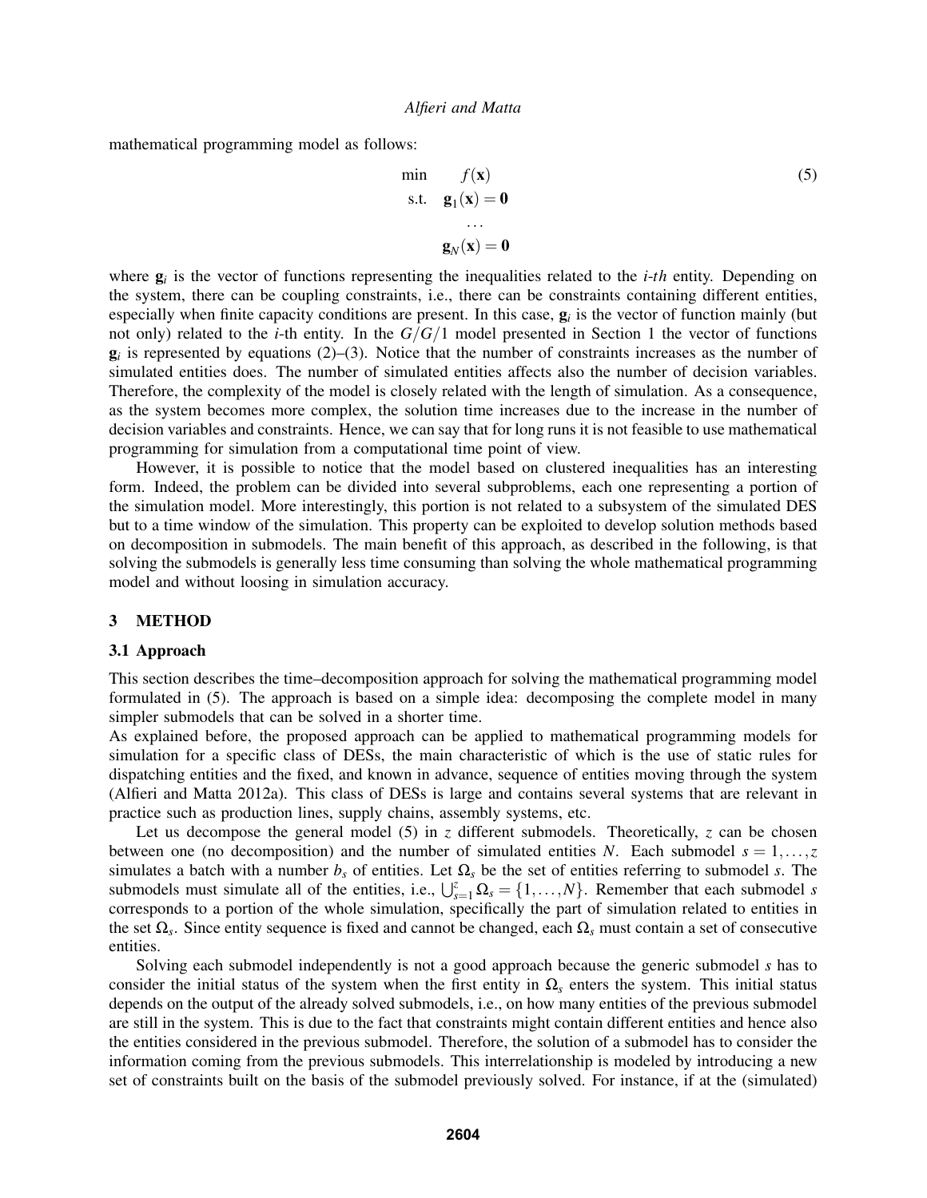mathematical programming model as follows:

$$
\begin{aligned}
\min \quad & f(\mathbf{x}) \\
\text{s.t.} \quad & \mathbf{g}_1(\mathbf{x}) = \mathbf{0} \\
& \dots \\
& \mathbf{g}_N(\mathbf{x}) = \mathbf{0}
\end{aligned}
\tag{5}
$$

where $\mathbf{g}_i$ is the vector of functions representing the inequalities related to the *i-th* entity. Depending on the system, there can be coupling constraints, i.e., there can be constraints containing different entities, especially when finite capacity conditions are present. In this case, $\mathbf{g}_i$ is the vector of function mainly (but not only) related to the *i*-th entity. In the $G/G/1$ model presented in Section 1 the vector of functions $\mathbf{g}_i$ is represented by equations (2)–(3). Notice that the number of constraints increases as the number of simulated entities does. The number of simulated entities affects also the number of decision variables. Therefore, the complexity of the model is closely related with the length of simulation. As a consequence, as the system becomes more complex, the solution time increases due to the increase in the number of decision variables and constraints. Hence, we can say that for long runs it is not feasible to use mathematical programming for simulation from a computational time point of view.

However, it is possible to notice that the model based on clustered inequalities has an interesting form. Indeed, the problem can be divided into several subproblems, each one representing a portion of the simulation model. More interestingly, this portion is not related to a subsystem of the simulated DES but to a time window of the simulation. This property can be exploited to develop solution methods based on decomposition in submodels. The main benefit of this approach, as described in the following, is that solving the submodels is generally less time consuming than solving the whole mathematical programming model and without loosing in simulation accuracy.

## 3 METHOD

### 3.1 Approach

This section describes the time–decomposition approach for solving the mathematical programming model formulated in (5). The approach is based on a simple idea: decomposing the complete model in many simpler submodels that can be solved in a shorter time.

As explained before, the proposed approach can be applied to mathematical programming models for simulation for a specific class of DESs, the main characteristic of which is the use of static rules for dispatching entities and the fixed, and known in advance, sequence of entities moving through the system (Alfieri and Matta 2012a). This class of DESs is large and contains several systems that are relevant in practice such as production lines, supply chains, assembly systems, etc.

Let us decompose the general model (5) in $z$ different submodels. Theoretically, $z$ can be chosen between one (no decomposition) and the number of simulated entities $N$. Each submodel $s = 1,\dots,z$ simulates a batch with a number $b_s$ of entities. Let $\Omega_s$ be the set of entities referring to submodel $s$. The submodels must simulate all of the entities, i.e., $\bigcup_{s=1}^{z} \Omega_s = \{1,\dots,N\}$. Remember that each submodel $s$ corresponds to a portion of the whole simulation, specifically the part of simulation related to entities in the set $\Omega_s$. Since entity sequence is fixed and cannot be changed, each $\Omega_s$ must contain a set of consecutive entities.

Solving each submodel independently is not a good approach because the generic submodel $s$ has to consider the initial status of the system when the first entity in $\Omega_s$ enters the system. This initial status depends on the output of the already solved submodels, i.e., on how many entities of the previous submodel are still in the system. This is due to the fact that constraints might contain different entities and hence also the entities considered in the previous submodel. Therefore, the solution of a submodel has to consider the information coming from the previous submodels. This interrelationship is modeled by introducing a new set of constraints built on the basis of the submodel previously solved. For instance, if at the (simulated)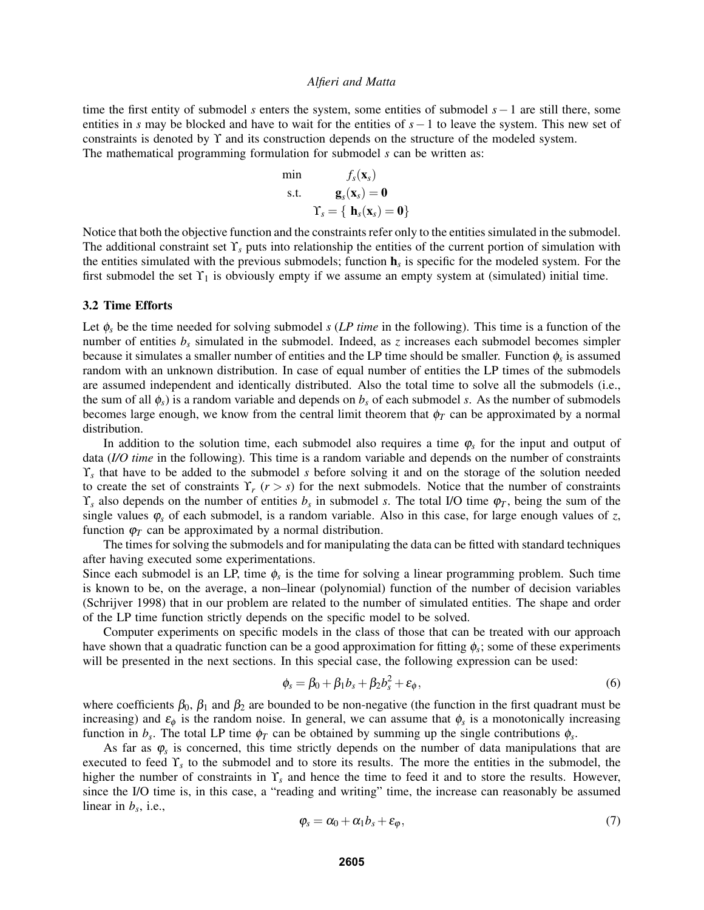time the first entity of submodel $s$ enters the system, some entities of submodel $s-1$ are still there, some entities in $s$ may be blocked and have to wait for the entities of $s-1$ to leave the system. This new set of constraints is denoted by $\Upsilon$ and its construction depends on the structure of the modeled system.
The mathematical programming formulation for submodel $s$ can be written as:

$$
\begin{aligned}
\min \quad & f_s(\mathbf{x}_s) \\
\text{s.t.} \quad & \mathbf{g}_s(\mathbf{x}_s) = \mathbf{0} \\
& \Upsilon_s = \{\, \mathbf{h}_s(\mathbf{x}_s) = \mathbf{0} \}
\end{aligned}
$$

Notice that both the objective function and the constraints refer only to the entities simulated in the submodel. The additional constraint set $\Upsilon_s$ puts into relationship the entities of the current portion of simulation with the entities simulated with the previous submodels; function $\mathbf{h}_s$ is specific for the modeled system. For the first submodel the set $\Upsilon_1$ is obviously empty if we assume an empty system at (simulated) initial time.

### 3.2 Time Efforts

Let $\phi_s$ be the time needed for solving submodel $s$ (*LP time* in the following). This time is a function of the number of entities $b_s$ simulated in the submodel. Indeed, as $z$ increases each submodel becomes simpler because it simulates a smaller number of entities and the LP time should be smaller. Function $\phi_s$ is assumed random with an unknown distribution. In case of equal number of entities the LP times of the submodels are assumed independent and identically distributed. Also the total time to solve all the submodels (i.e., the sum of all $\phi_s$) is a random variable and depends on $b_s$ of each submodel $s$. As the number of submodels becomes large enough, we know from the central limit theorem that $\phi_T$ can be approximated by a normal distribution.

In addition to the solution time, each submodel also requires a time $\varphi_s$ for the input and output of data (*I/O time* in the following). This time is a random variable and depends on the number of constraints $\Upsilon_s$ that have to be added to the submodel $s$ before solving it and on the storage of the solution needed to create the set of constraints $\Upsilon_r$ ($r > s$) for the next submodels. Notice that the number of constraints $\Upsilon_s$ also depends on the number of entities $b_s$ in submodel $s$. The total I/O time $\varphi_T$, being the sum of the single values $\varphi_s$ of each submodel, is a random variable. Also in this case, for large enough values of $z$, function $\varphi_T$ can be approximated by a normal distribution.

The times for solving the submodels and for manipulating the data can be fitted with standard techniques after having executed some experimentations.
Since each submodel is an LP, time $\phi_s$ is the time for solving a linear programming problem. Such time is known to be, on the average, a non–linear (polynomial) function of the number of decision variables (Schrijver 1998) that in our problem are related to the number of simulated entities. The shape and order of the LP time function strictly depends on the specific model to be solved.

Computer experiments on specific models in the class of those that can be treated with our approach have shown that a quadratic function can be a good approximation for fitting $\phi_s$; some of these experiments will be presented in the next sections. In this special case, the following expression can be used:

$$\phi_s = \beta_0 + \beta_1 b_s + \beta_2 b_s^2 + \varepsilon_\phi, \tag{6}$$

where coefficients $\beta_0$, $\beta_1$ and $\beta_2$ are bounded to be non-negative (the function in the first quadrant must be increasing) and $\varepsilon_\phi$ is the random noise. In general, we can assume that $\phi_s$ is a monotonically increasing function in $b_s$. The total LP time $\phi_T$ can be obtained by summing up the single contributions $\phi_s$.

As far as $\varphi_s$ is concerned, this time strictly depends on the number of data manipulations that are executed to feed $\Upsilon_s$ to the submodel and to store its results. The more the entities in the submodel, the higher the number of constraints in $\Upsilon_s$ and hence the time to feed it and to store the results. However, since the I/O time is, in this case, a "reading and writing" time, the increase can reasonably be assumed linear in $b_s$, i.e.,

$$\varphi_s = \alpha_0 + \alpha_1 b_s + \varepsilon_\varphi, \tag{7}$$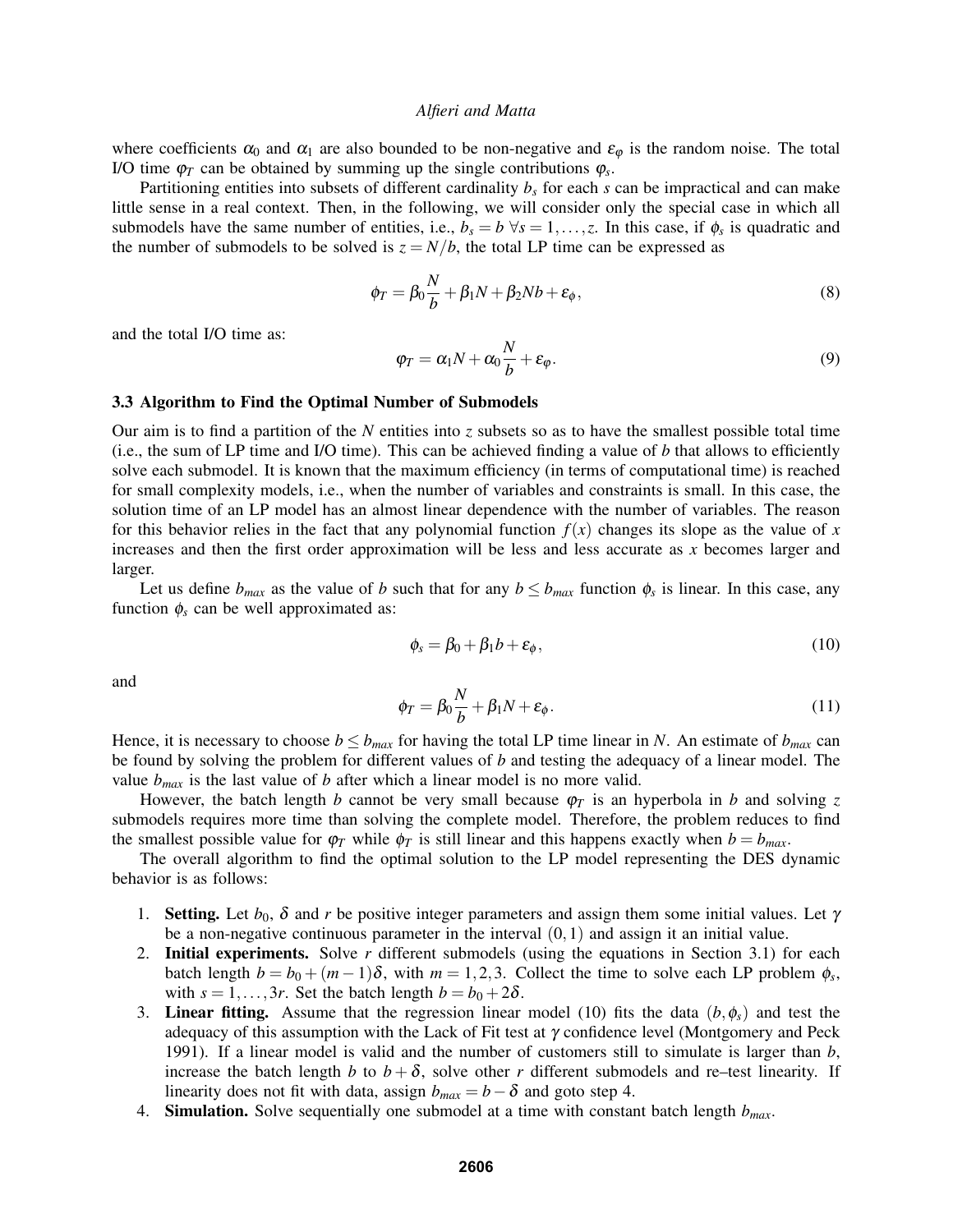where coefficients $\alpha_0$ and $\alpha_1$ are also bounded to be non-negative and $\varepsilon_\varphi$ is the random noise. The total I/O time $\varphi_T$ can be obtained by summing up the single contributions $\varphi_s$.

Partitioning entities into subsets of different cardinality $b_s$ for each $s$ can be impractical and can make little sense in a real context. Then, in the following, we will consider only the special case in which all submodels have the same number of entities, i.e., $b_s = b \; \forall s = 1, \ldots, z$. In this case, if $\phi_s$ is quadratic and the number of submodels to be solved is $z = N/b$, the total LP time can be expressed as

$$\phi_T = \beta_0 \frac{N}{b} + \beta_1 N + \beta_2 N b + \varepsilon_\phi, \tag{8}$$

and the total I/O time as:

$$\varphi_T = \alpha_1 N + \alpha_0 \frac{N}{b} + \varepsilon_\varphi. \tag{9}$$

### 3.3 Algorithm to Find the Optimal Number of Submodels

Our aim is to find a partition of the $N$ entities into $z$ subsets so as to have the smallest possible total time (i.e., the sum of LP time and I/O time). This can be achieved finding a value of $b$ that allows to efficiently solve each submodel. It is known that the maximum efficiency (in terms of computational time) is reached for small complexity models, i.e., when the number of variables and constraints is small. In this case, the solution time of an LP model has an almost linear dependence with the number of variables. The reason for this behavior relies in the fact that any polynomial function $f(x)$ changes its slope as the value of $x$ increases and then the first order approximation will be less and less accurate as $x$ becomes larger and larger.

Let us define $b_{max}$ as the value of $b$ such that for any $b \leq b_{max}$ function $\phi_s$ is linear. In this case, any function $\phi_s$ can be well approximated as:

$$\phi_s = \beta_0 + \beta_1 b + \varepsilon_\phi, \tag{10}$$

and

$$\phi_T = \beta_0 \frac{N}{b} + \beta_1 N + \varepsilon_\phi. \tag{11}$$

Hence, it is necessary to choose $b \leq b_{max}$ for having the total LP time linear in $N$. An estimate of $b_{max}$ can be found by solving the problem for different values of $b$ and testing the adequacy of a linear model. The value $b_{max}$ is the last value of $b$ after which a linear model is no more valid.

However, the batch length $b$ cannot be very small because $\varphi_T$ is an hyperbola in $b$ and solving $z$ submodels requires more time than solving the complete model. Therefore, the problem reduces to find the smallest possible value for $\varphi_T$ while $\phi_T$ is still linear and this happens exactly when $b = b_{max}$.

The overall algorithm to find the optimal solution to the LP model representing the DES dynamic behavior is as follows:

1. **Setting.** Let $b_0$, $\delta$ and $r$ be positive integer parameters and assign them some initial values. Let $\gamma$ be a non-negative continuous parameter in the interval $(0,1)$ and assign it an initial value.
2. **Initial experiments.** Solve $r$ different submodels (using the equations in Section 3.1) for each batch length $b = b_0 + (m-1)\delta$, with $m = 1, 2, 3$. Collect the time to solve each LP problem $\phi_s$, with $s = 1, \ldots, 3r$. Set the batch length $b = b_0 + 2\delta$.
3. **Linear fitting.** Assume that the regression linear model (10) fits the data $(b, \phi_s)$ and test the adequacy of this assumption with the Lack of Fit test at $\gamma$ confidence level (Montgomery and Peck 1991). If a linear model is valid and the number of customers still to simulate is larger than $b$, increase the batch length $b$ to $b + \delta$, solve other $r$ different submodels and re–test linearity. If linearity does not fit with data, assign $b_{max} = b - \delta$ and goto step 4.
4. **Simulation.** Solve sequentially one submodel at a time with constant batch length $b_{max}$.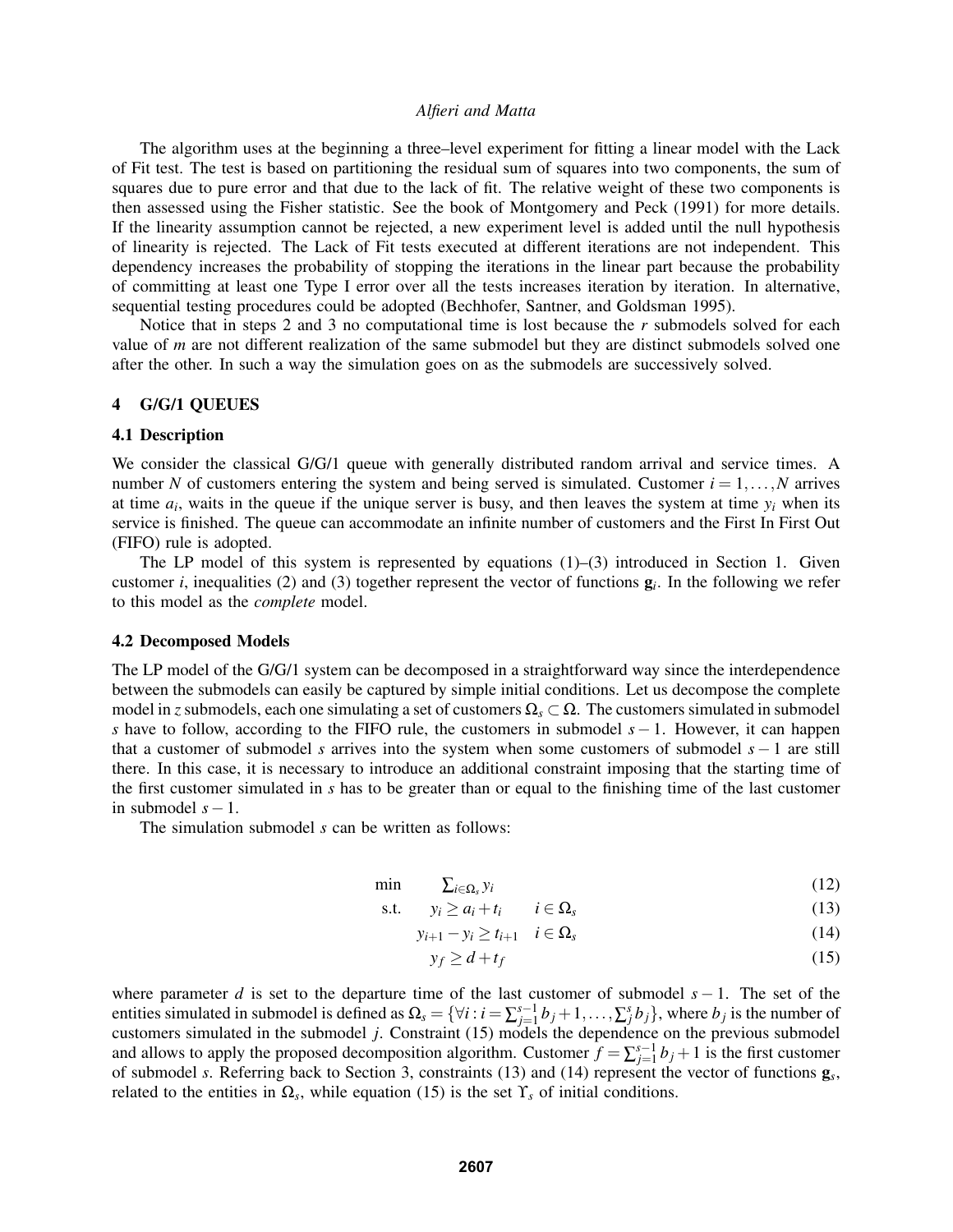The algorithm uses at the beginning a three–level experiment for fitting a linear model with the Lack of Fit test. The test is based on partitioning the residual sum of squares into two components, the sum of squares due to pure error and that due to the lack of fit. The relative weight of these two components is then assessed using the Fisher statistic. See the book of Montgomery and Peck (1991) for more details. If the linearity assumption cannot be rejected, a new experiment level is added until the null hypothesis of linearity is rejected. The Lack of Fit tests executed at different iterations are not independent. This dependency increases the probability of stopping the iterations in the linear part because the probability of committing at least one Type I error over all the tests increases iteration by iteration. In alternative, sequential testing procedures could be adopted (Bechhofer, Santner, and Goldsman 1995).

Notice that in steps 2 and 3 no computational time is lost because the $r$ submodels solved for each value of $m$ are not different realization of the same submodel but they are distinct submodels solved one after the other. In such a way the simulation goes on as the submodels are successively solved.

## 4 G/G/1 QUEUES

### 4.1 Description

We consider the classical G/G/1 queue with generally distributed random arrival and service times. A number $N$ of customers entering the system and being served is simulated. Customer $i = 1,\ldots,N$ arrives at time $a_i$, waits in the queue if the unique server is busy, and then leaves the system at time $y_i$ when its service is finished. The queue can accommodate an infinite number of customers and the First In First Out (FIFO) rule is adopted.

The LP model of this system is represented by equations (1)–(3) introduced in Section 1. Given customer $i$, inequalities (2) and (3) together represent the vector of functions $\mathbf{g}_i$. In the following we refer to this model as the *complete* model.

### 4.2 Decomposed Models

The LP model of the G/G/1 system can be decomposed in a straightforward way since the interdependence between the submodels can easily be captured by simple initial conditions. Let us decompose the complete model in $z$ submodels, each one simulating a set of customers $\Omega_s \subset \Omega$. The customers simulated in submodel $s$ have to follow, according to the FIFO rule, the customers in submodel $s-1$. However, it can happen that a customer of submodel $s$ arrives into the system when some customers of submodel $s-1$ are still there. In this case, it is necessary to introduce an additional constraint imposing that the starting time of the first customer simulated in $s$ has to be greater than or equal to the finishing time of the last customer in submodel $s-1$.

The simulation submodel $s$ can be written as follows:

$$\min \quad \textstyle\sum_{i\in\Omega_s} y_i \tag{12}$$

$$\text{s.t.} \quad y_i \geq a_i + t_i \qquad i \in \Omega_s \tag{13}$$

$$y_{i+1} - y_i \geq t_{i+1} \quad i \in \Omega_s \tag{14}$$

$$y_f \geq d + t_f \tag{15}$$

where parameter $d$ is set to the departure time of the last customer of submodel $s-1$. The set of the entities simulated in submodel is defined as $\Omega_s = \{\forall i : i = \sum_{j=1}^{s-1} b_j + 1, \ldots, \sum_j^s b_j\}$, where $b_j$ is the number of customers simulated in the submodel $j$. Constraint (15) models the dependence on the previous submodel and allows to apply the proposed decomposition algorithm. Customer $f = \sum_{j=1}^{s-1} b_j + 1$ is the first customer of submodel $s$. Referring back to Section 3, constraints (13) and (14) represent the vector of functions $\mathbf{g}_s$, related to the entities in $\Omega_s$, while equation (15) is the set $\Upsilon_s$ of initial conditions.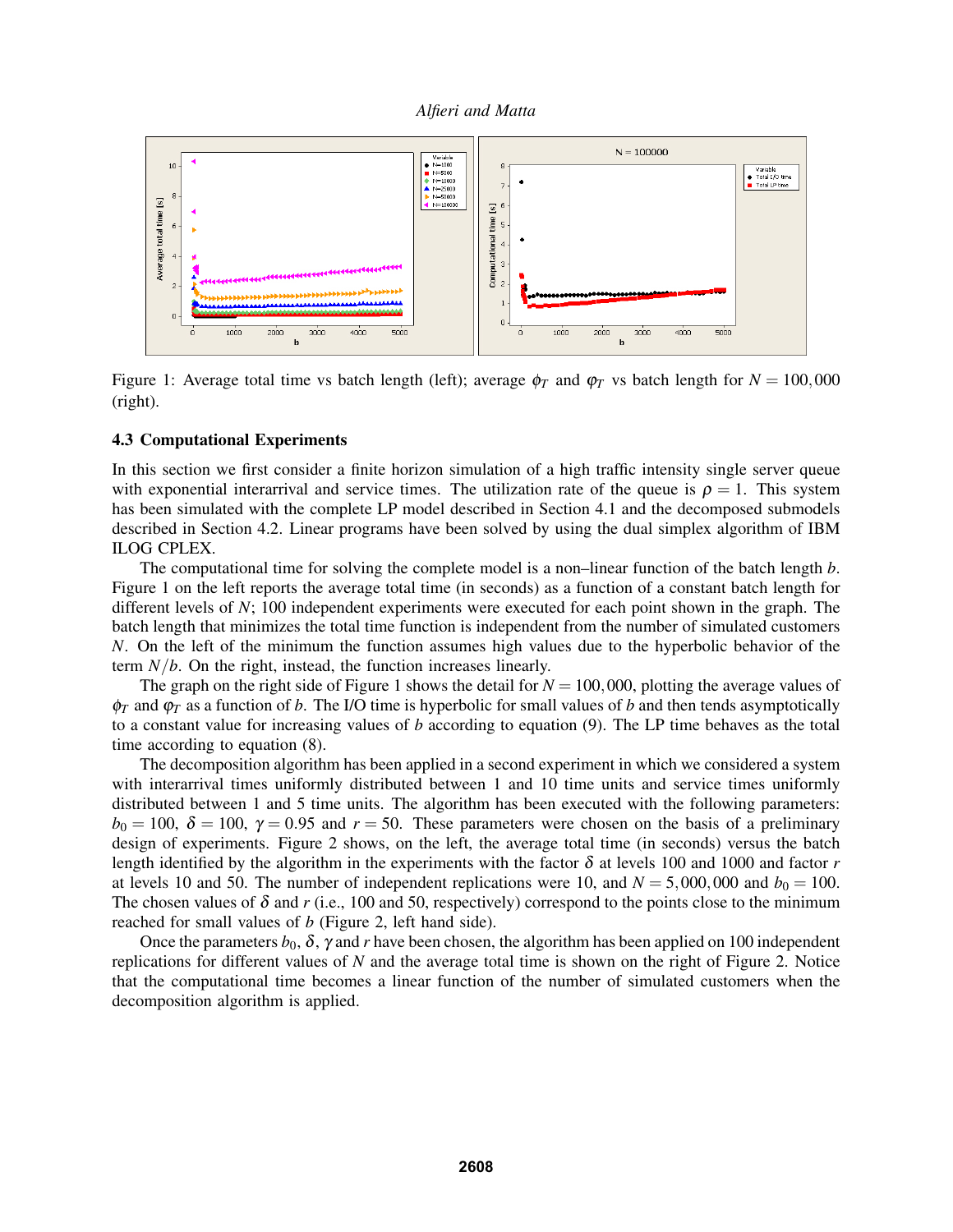Figure 1: Average total time vs batch length (left); average $\phi_T$ and $\varphi_T$ vs batch length for $N = 100,000$ (right).

### 4.3 Computational Experiments

In this section we first consider a finite horizon simulation of a high traffic intensity single server queue with exponential interarrival and service times. The utilization rate of the queue is $\rho = 1$. This system has been simulated with the complete LP model described in Section 4.1 and the decomposed submodels described in Section 4.2. Linear programs have been solved by using the dual simplex algorithm of IBM ILOG CPLEX.

The computational time for solving the complete model is a non–linear function of the batch length $b$. Figure 1 on the left reports the average total time (in seconds) as a function of a constant batch length for different levels of $N$; 100 independent experiments were executed for each point shown in the graph. The batch length that minimizes the total time function is independent from the number of simulated customers $N$. On the left of the minimum the function assumes high values due to the hyperbolic behavior of the term $N/b$. On the right, instead, the function increases linearly.

The graph on the right side of Figure 1 shows the detail for $N = 100,000$, plotting the average values of $\phi_T$ and $\varphi_T$ as a function of $b$. The I/O time is hyperbolic for small values of $b$ and then tends asymptotically to a constant value for increasing values of $b$ according to equation (9). The LP time behaves as the total time according to equation (8).

The decomposition algorithm has been applied in a second experiment in which we considered a system with interarrival times uniformly distributed between 1 and 10 time units and service times uniformly distributed between 1 and 5 time units. The algorithm has been executed with the following parameters: $b_0 = 100$, $\delta = 100$, $\gamma = 0.95$ and $r = 50$. These parameters were chosen on the basis of a preliminary design of experiments. Figure 2 shows, on the left, the average total time (in seconds) versus the batch length identified by the algorithm in the experiments with the factor $\delta$ at levels 100 and 1000 and factor $r$ at levels 10 and 50. The number of independent replications were 10, and $N = 5,000,000$ and $b_0 = 100$. The chosen values of $\delta$ and $r$ (i.e., 100 and 50, respectively) correspond to the points close to the minimum reached for small values of $b$ (Figure 2, left hand side).

Once the parameters $b_0$, $\delta$, $\gamma$ and $r$ have been chosen, the algorithm has been applied on 100 independent replications for different values of $N$ and the average total time is shown on the right of Figure 2. Notice that the computational time becomes a linear function of the number of simulated customers when the decomposition algorithm is applied.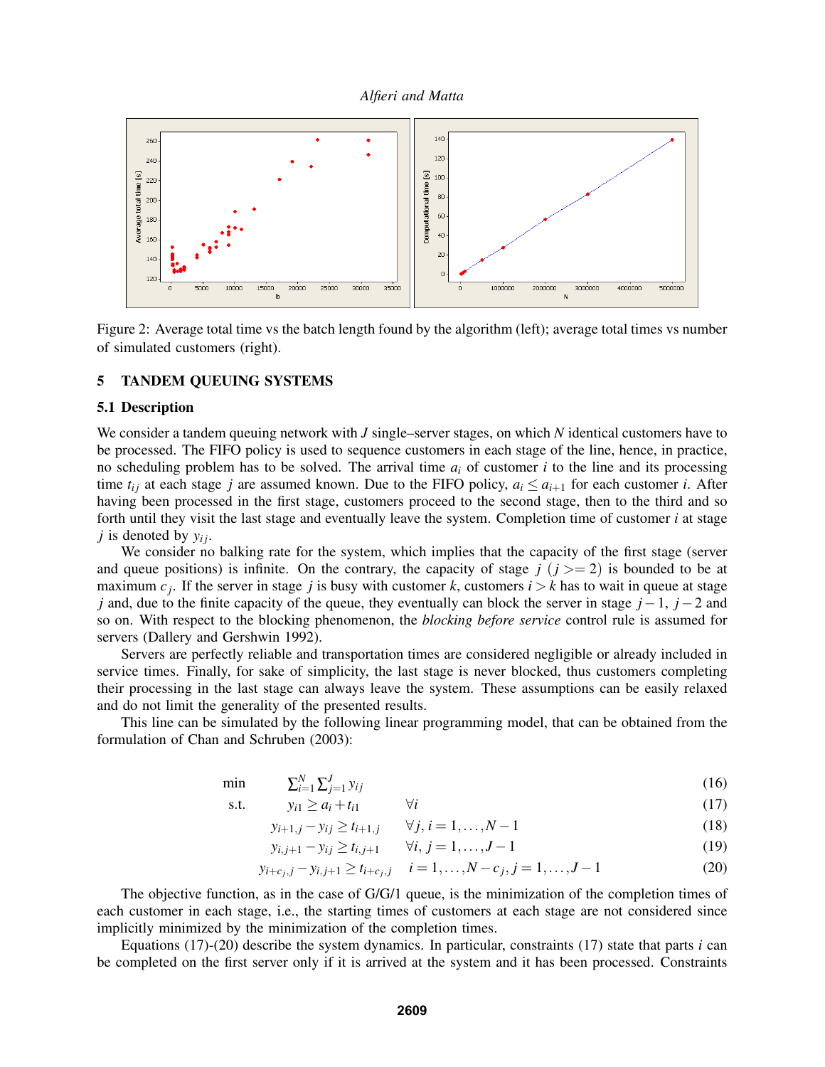Figure 2: Average total time vs the batch length found by the algorithm (left); average total times vs number of simulated customers (right).

## 5 TANDEM QUEUING SYSTEMS

### 5.1 Description

We consider a tandem queuing network with $J$ single–server stages, on which $N$ identical customers have to be processed. The FIFO policy is used to sequence customers in each stage of the line, hence, in practice, no scheduling problem has to be solved. The arrival time $a_i$ of customer $i$ to the line and its processing time $t_{ij}$ at each stage $j$ are assumed known. Due to the FIFO policy, $a_i \leq a_{i+1}$ for each customer $i$. After having been processed in the first stage, customers proceed to the second stage, then to the third and so forth until they visit the last stage and eventually leave the system. Completion time of customer $i$ at stage $j$ is denoted by $y_{ij}$.

We consider no balking rate for the system, which implies that the capacity of the first stage (server and queue positions) is infinite. On the contrary, the capacity of stage $j$ $(j >= 2)$ is bounded to be at maximum $c_j$. If the server in stage $j$ is busy with customer $k$, customers $i > k$ has to wait in queue at stage $j$ and, due to the finite capacity of the queue, they eventually can block the server in stage $j-1$, $j-2$ and so on. With respect to the blocking phenomenon, the *blocking before service* control rule is assumed for servers (Dallery and Gershwin 1992).

Servers are perfectly reliable and transportation times are considered negligible or already included in service times. Finally, for sake of simplicity, the last stage is never blocked, thus customers completing their processing in the last stage can always leave the system. These assumptions can be easily relaxed and do not limit the generality of the presented results.

This line can be simulated by the following linear programming model, that can be obtained from the formulation of Chan and Schruben (2003):

$$\min \quad \sum_{i=1}^{N}\sum_{j=1}^{J} y_{ij} \tag{16}$$

$$\text{s.t.} \quad y_{i1} \geq a_i + t_{i1} \qquad \forall i \tag{17}$$

$$y_{i+1,j} - y_{ij} \geq t_{i+1,j} \qquad \forall j,\ i = 1,\ldots,N-1 \tag{18}$$

$$y_{i,j+1} - y_{ij} \geq t_{i,j+1} \qquad \forall i,\ j = 1,\ldots,J-1 \tag{19}$$

$$y_{i+c_j,j} - y_{i,j+1} \geq t_{i+c_j,j} \qquad i = 1,\ldots,N-c_j,\ j = 1,\ldots,J-1 \tag{20}$$

The objective function, as in the case of G/G/1 queue, is the minimization of the completion times of each customer in each stage, i.e., the starting times of customers at each stage are not considered since implicitly minimized by the minimization of the completion times.

Equations (17)-(20) describe the system dynamics. In particular, constraints (17) state that parts $i$ can be completed on the first server only if it is arrived at the system and it has been processed. Constraints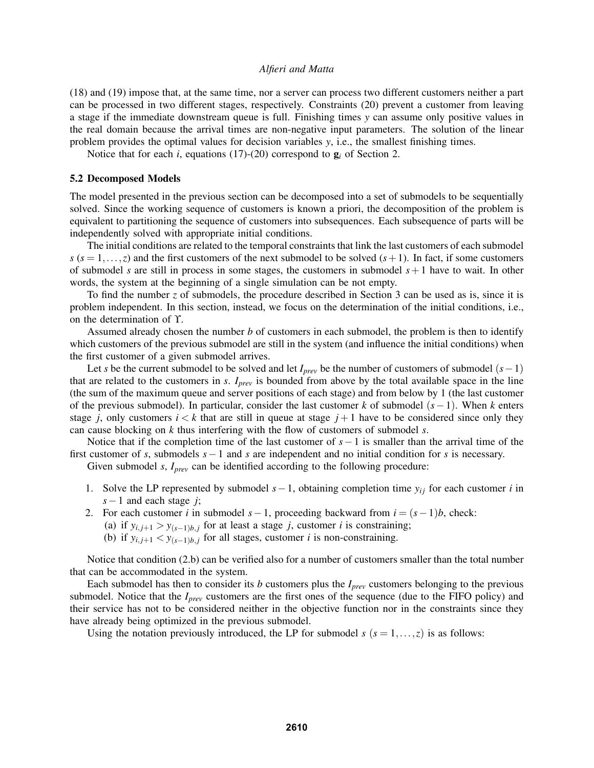(18) and (19) impose that, at the same time, nor a server can process two different customers neither a part can be processed in two different stages, respectively. Constraints (20) prevent a customer from leaving a stage if the immediate downstream queue is full. Finishing times $y$ can assume only positive values in the real domain because the arrival times are non-negative input parameters. The solution of the linear problem provides the optimal values for decision variables $y$, i.e., the smallest finishing times.

Notice that for each $i$, equations (17)-(20) correspond to $\mathbf{g}_i$ of Section 2.

### 5.2 Decomposed Models

The model presented in the previous section can be decomposed into a set of submodels to be sequentially solved. Since the working sequence of customers is known a priori, the decomposition of the problem is equivalent to partitioning the sequence of customers into subsequences. Each subsequence of parts will be independently solved with appropriate initial conditions.

The initial conditions are related to the temporal constraints that link the last customers of each submodel $s$ ($s = 1, \ldots, z$) and the first customers of the next submodel to be solved ($s+1$). In fact, if some customers of submodel $s$ are still in process in some stages, the customers in submodel $s+1$ have to wait. In other words, the system at the beginning of a single simulation can be not empty.

To find the number $z$ of submodels, the procedure described in Section 3 can be used as is, since it is problem independent. In this section, instead, we focus on the determination of the initial conditions, i.e., on the determination of $\Upsilon$.

Assumed already chosen the number $b$ of customers in each submodel, the problem is then to identify which customers of the previous submodel are still in the system (and influence the initial conditions) when the first customer of a given submodel arrives.

Let $s$ be the current submodel to be solved and let $I_{prev}$ be the number of customers of submodel $(s-1)$ that are related to the customers in $s$. $I_{prev}$ is bounded from above by the total available space in the line (the sum of the maximum queue and server positions of each stage) and from below by 1 (the last customer of the previous submodel). In particular, consider the last customer $k$ of submodel $(s-1)$. When $k$ enters stage $j$, only customers $i < k$ that are still in queue at stage $j+1$ have to be considered since only they can cause blocking on $k$ thus interfering with the flow of customers of submodel $s$.

Notice that if the completion time of the last customer of $s-1$ is smaller than the arrival time of the first customer of $s$, submodels $s-1$ and $s$ are independent and no initial condition for $s$ is necessary.

Given submodel $s$, $I_{prev}$ can be identified according to the following procedure:

1. Solve the LP represented by submodel $s-1$, obtaining completion time $y_{ij}$ for each customer $i$ in $s-1$ and each stage $j$;
2. For each customer $i$ in submodel $s-1$, proceeding backward from $i = (s-1)b$, check:
   (a) if $y_{i,j+1} > y_{(s-1)b,j}$ for at least a stage $j$, customer $i$ is constraining;
   (b) if $y_{i,j+1} < y_{(s-1)b,j}$ for all stages, customer $i$ is non-constraining.

Notice that condition (2.b) can be verified also for a number of customers smaller than the total number that can be accommodated in the system.

Each submodel has then to consider its $b$ customers plus the $I_{prev}$ customers belonging to the previous submodel. Notice that the $I_{prev}$ customers are the first ones of the sequence (due to the FIFO policy) and their service has not to be considered neither in the objective function nor in the constraints since they have already being optimized in the previous submodel.

Using the notation previously introduced, the LP for submodel $s$ ($s = 1, \ldots, z$) is as follows: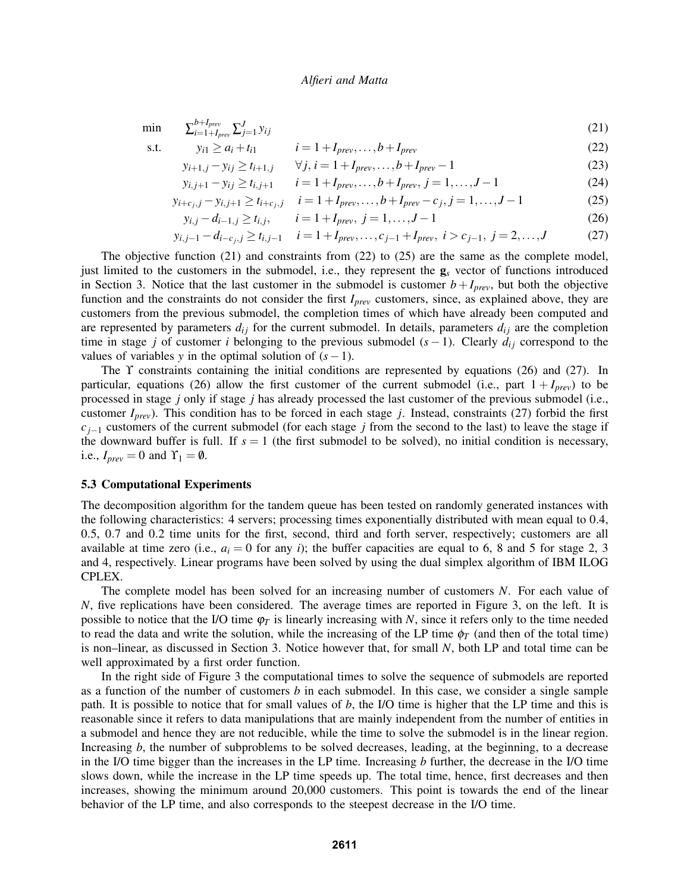$$
\begin{aligned}
\min \quad & \sum_{i=1+I_{prev}}^{b+I_{prev}} \sum_{j=1}^{J} y_{ij} && (21)\\
\text{s.t.} \quad & y_{i1} \geq a_i + t_{i1} \qquad i = 1+I_{prev}, \ldots, b+I_{prev} && (22)\\
& y_{i+1,j} - y_{ij} \geq t_{i+1,j} \qquad \forall j,\ i = 1+I_{prev}, \ldots, b+I_{prev}-1 && (23)\\
& y_{i,j+1} - y_{ij} \geq t_{i,j+1} \qquad i = 1+I_{prev}, \ldots, b+I_{prev},\ j = 1, \ldots, J-1 && (24)\\
& y_{i+c_j,j} - y_{i,j+1} \geq t_{i+c_j,j} \qquad i = 1+I_{prev}, \ldots, b+I_{prev}-c_j,\ j = 1, \ldots, J-1 && (25)\\
& y_{i,j} - d_{i-1,j} \geq t_{i,j}, \qquad i = 1+I_{prev},\ j = 1, \ldots, J-1 && (26)\\
& y_{i,j-1} - d_{i-c_j,j} \geq t_{i,j-1} \qquad i = 1+I_{prev}, \ldots, c_{j-1}+I_{prev},\ i > c_{j-1},\ j = 2, \ldots, J && (27)
\end{aligned}
$$

The objective function (21) and constraints from (22) to (25) are the same as the complete model, just limited to the customers in the submodel, i.e., they represent the $\mathbf{g}_s$ vector of functions introduced in Section 3. Notice that the last customer in the submodel is customer $b+I_{prev}$, but both the objective function and the constraints do not consider the first $I_{prev}$ customers, since, as explained above, they are customers from the previous submodel, the completion times of which have already been computed and are represented by parameters $d_{ij}$ for the current submodel. In details, parameters $d_{ij}$ are the completion time in stage $j$ of customer $i$ belonging to the previous submodel $(s-1)$. Clearly $d_{ij}$ correspond to the values of variables $y$ in the optimal solution of $(s-1)$.

The $\Upsilon$ constraints containing the initial conditions are represented by equations (26) and (27). In particular, equations (26) allow the first customer of the current submodel (i.e., part $1+I_{prev}$) to be processed in stage $j$ only if stage $j$ has already processed the last customer of the previous submodel (i.e., customer $I_{prev}$). This condition has to be forced in each stage $j$. Instead, constraints (27) forbid the first $c_{j-1}$ customers of the current submodel (for each stage $j$ from the second to the last) to leave the stage if the downward buffer is full. If $s=1$ (the first submodel to be solved), no initial condition is necessary, i.e., $I_{prev}=0$ and $\Upsilon_1 = \emptyset$.

### 5.3 Computational Experiments

The decomposition algorithm for the tandem queue has been tested on randomly generated instances with the following characteristics: 4 servers; processing times exponentially distributed with mean equal to 0.4, 0.5, 0.7 and 0.2 time units for the first, second, third and forth server, respectively; customers are all available at time zero (i.e., $a_i = 0$ for any $i$); the buffer capacities are equal to 6, 8 and 5 for stage 2, 3 and 4, respectively. Linear programs have been solved by using the dual simplex algorithm of IBM ILOG CPLEX.

The complete model has been solved for an increasing number of customers $N$. For each value of $N$, five replications have been considered. The average times are reported in Figure 3, on the left. It is possible to notice that the I/O time $\varphi_T$ is linearly increasing with $N$, since it refers only to the time needed to read the data and write the solution, while the increasing of the LP time $\phi_T$ (and then of the total time) is non–linear, as discussed in Section 3. Notice however that, for small $N$, both LP and total time can be well approximated by a first order function.

In the right side of Figure 3 the computational times to solve the sequence of submodels are reported as a function of the number of customers $b$ in each submodel. In this case, we consider a single sample path. It is possible to notice that for small values of $b$, the I/O time is higher that the LP time and this is reasonable since it refers to data manipulations that are mainly independent from the number of entities in a submodel and hence they are not reducible, while the time to solve the submodel is in the linear region. Increasing $b$, the number of subproblems to be solved decreases, leading, at the beginning, to a decrease in the I/O time bigger than the increases in the LP time. Increasing $b$ further, the decrease in the I/O time slows down, while the increase in the LP time speeds up. The total time, hence, first decreases and then increases, showing the minimum around 20,000 customers. This point is towards the end of the linear behavior of the LP time, and also corresponds to the steepest decrease in the I/O time.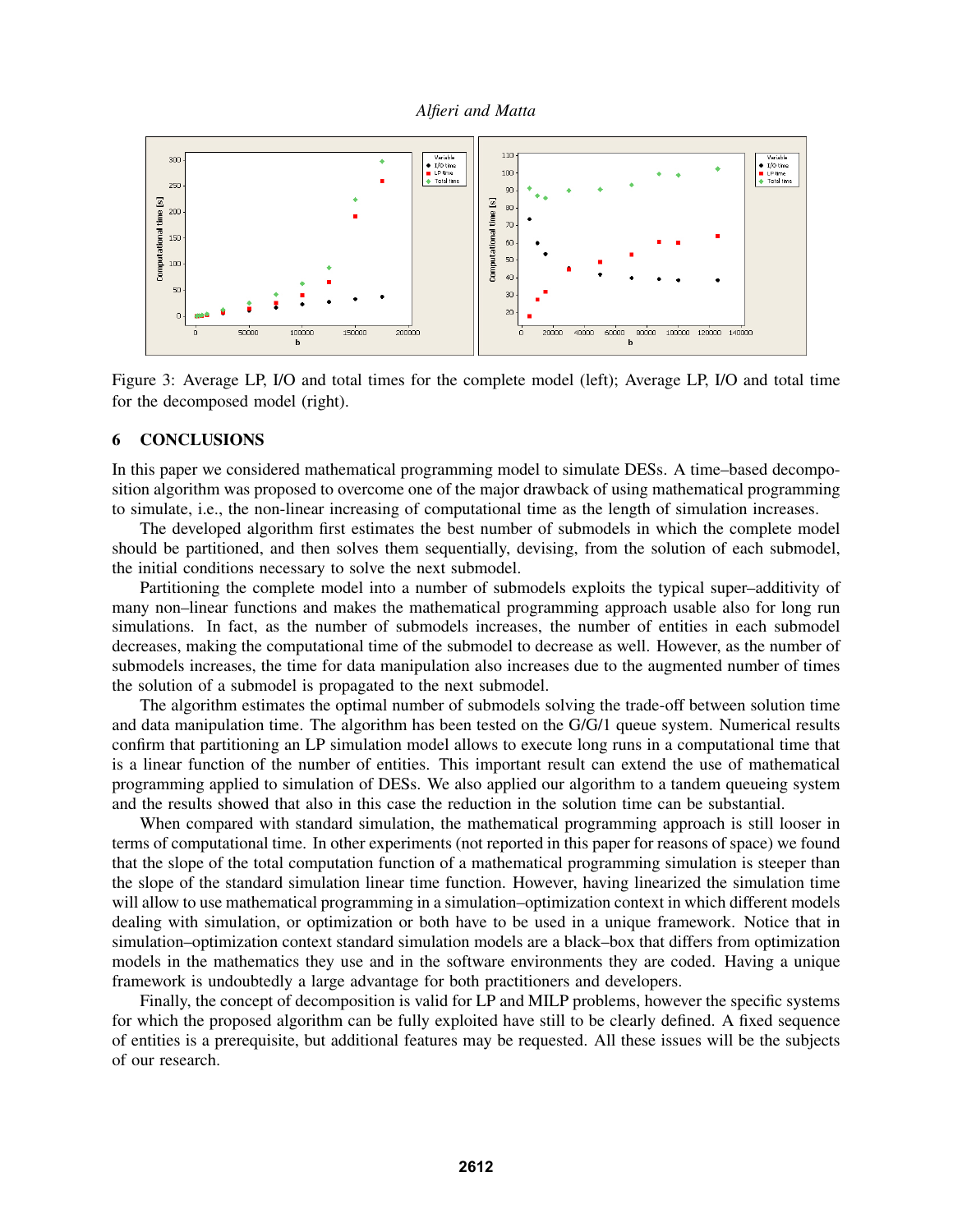Figure 3: Average LP, I/O and total times for the complete model (left); Average LP, I/O and total time for the decomposed model (right).

## 6 CONCLUSIONS

In this paper we considered mathematical programming model to simulate DESs. A time–based decomposition algorithm was proposed to overcome one of the major drawback of using mathematical programming to simulate, i.e., the non-linear increasing of computational time as the length of simulation increases.

The developed algorithm first estimates the best number of submodels in which the complete model should be partitioned, and then solves them sequentially, devising, from the solution of each submodel, the initial conditions necessary to solve the next submodel.

Partitioning the complete model into a number of submodels exploits the typical super–additivity of many non–linear functions and makes the mathematical programming approach usable also for long run simulations. In fact, as the number of submodels increases, the number of entities in each submodel decreases, making the computational time of the submodel to decrease as well. However, as the number of submodels increases, the time for data manipulation also increases due to the augmented number of times the solution of a submodel is propagated to the next submodel.

The algorithm estimates the optimal number of submodels solving the trade-off between solution time and data manipulation time. The algorithm has been tested on the G/G/1 queue system. Numerical results confirm that partitioning an LP simulation model allows to execute long runs in a computational time that is a linear function of the number of entities. This important result can extend the use of mathematical programming applied to simulation of DESs. We also applied our algorithm to a tandem queueing system and the results showed that also in this case the reduction in the solution time can be substantial.

When compared with standard simulation, the mathematical programming approach is still looser in terms of computational time. In other experiments (not reported in this paper for reasons of space) we found that the slope of the total computation function of a mathematical programming simulation is steeper than the slope of the standard simulation linear time function. However, having linearized the simulation time will allow to use mathematical programming in a simulation–optimization context in which different models dealing with simulation, or optimization or both have to be used in a unique framework. Notice that in simulation–optimization context standard simulation models are a black–box that differs from optimization models in the mathematics they use and in the software environments they are coded. Having a unique framework is undoubtedly a large advantage for both practitioners and developers.

Finally, the concept of decomposition is valid for LP and MILP problems, however the specific systems for which the proposed algorithm can be fully exploited have still to be clearly defined. A fixed sequence of entities is a prerequisite, but additional features may be requested. All these issues will be the subjects of our research.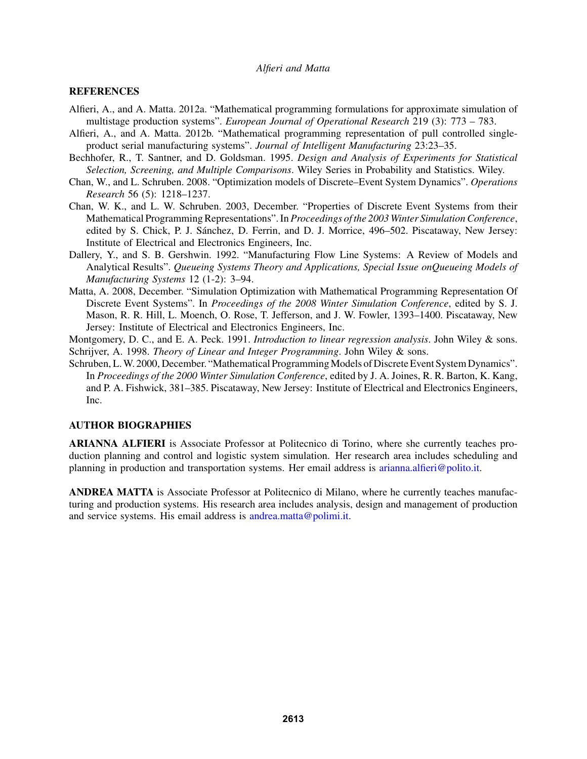## REFERENCES

Alfieri, A., and A. Matta. 2012a. "Mathematical programming formulations for approximate simulation of multistage production systems". *European Journal of Operational Research* 219 (3): 773 – 783.

Alfieri, A., and A. Matta. 2012b. "Mathematical programming representation of pull controlled single-product serial manufacturing systems". *Journal of Intelligent Manufacturing* 23:23–35.

Bechhofer, R., T. Santner, and D. Goldsman. 1995. *Design and Analysis of Experiments for Statistical Selection, Screening, and Multiple Comparisons*. Wiley Series in Probability and Statistics. Wiley.

Chan, W., and L. Schruben. 2008. "Optimization models of Discrete–Event System Dynamics". *Operations Research* 56 (5): 1218–1237.

Chan, W. K., and L. W. Schruben. 2003, December. "Properties of Discrete Event Systems from their Mathematical Programming Representations". In *Proceedings of the 2003 Winter Simulation Conference*, edited by S. Chick, P. J. Sánchez, D. Ferrin, and D. J. Morrice, 496–502. Piscataway, New Jersey: Institute of Electrical and Electronics Engineers, Inc.

Dallery, Y., and S. B. Gershwin. 1992. "Manufacturing Flow Line Systems: A Review of Models and Analytical Results". *Queueing Systems Theory and Applications, Special Issue onQueueing Models of Manufacturing Systems* 12 (1-2): 3–94.

Matta, A. 2008, December. "Simulation Optimization with Mathematical Programming Representation Of Discrete Event Systems". In *Proceedings of the 2008 Winter Simulation Conference*, edited by S. J. Mason, R. R. Hill, L. Moench, O. Rose, T. Jefferson, and J. W. Fowler, 1393–1400. Piscataway, New Jersey: Institute of Electrical and Electronics Engineers, Inc.

Montgomery, D. C., and E. A. Peck. 1991. *Introduction to linear regression analysis*. John Wiley & sons.

Schrijver, A. 1998. *Theory of Linear and Integer Programming*. John Wiley & sons.

Schruben, L. W. 2000, December. "Mathematical Programming Models of Discrete Event System Dynamics". In *Proceedings of the 2000 Winter Simulation Conference*, edited by J. A. Joines, R. R. Barton, K. Kang, and P. A. Fishwick, 381–385. Piscataway, New Jersey: Institute of Electrical and Electronics Engineers, Inc.

## AUTHOR BIOGRAPHIES

**ARIANNA ALFIERI** is Associate Professor at Politecnico di Torino, where she currently teaches production planning and control and logistic system simulation. Her research area includes scheduling and planning in production and transportation systems. Her email address is arianna.alfieri@polito.it.

**ANDREA MATTA** is Associate Professor at Politecnico di Milano, where he currently teaches manufacturing and production systems. His research area includes analysis, design and management of production and service systems. His email address is andrea.matta@polimi.it.